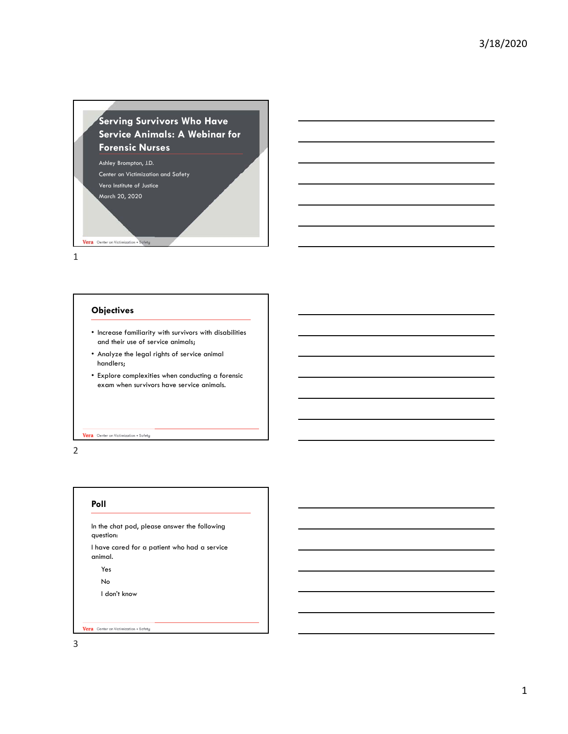# Serving Survivors Who Have Service Animals: A Webinar for Forensic Nurses

Ashley Brompton, J.D.

Center on Victimization and Safety

Vera Institute of Justice

March 20, 2020

## Objectives

- Increase familiarity with survivors with disabilities and their use of service animals;
- Analyze the legal rights of service animal handlers;
- Explore complexities when conducting a forensic exam when survivors have service animals.

## Poll

In the chat pod, please answer the following question:

I have cared for a patient who had a service animal.

Yes

No

I don't know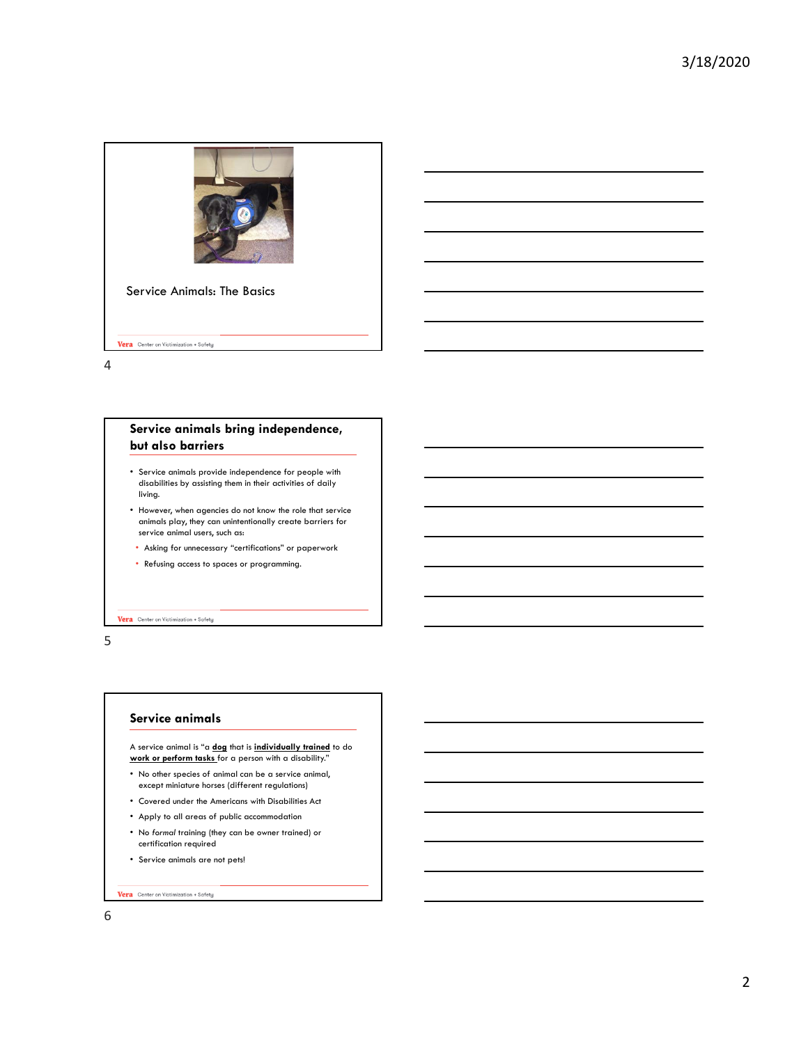## Service Animals: The Basics

## Service animals bring independence, but also barriers

- Service animals provide independence for people with disabilities by assisting them in their activities of daily living.
- However, when agencies do not know the role that service animals play, they can unintentionally create barriers for service animal users, such as:
  - Asking for unnecessary "certifications" or paperwork
  - Refusing access to spaces or programming.

## Service animals

A service animal is "a **dog** that is **individually trained** to do **work or perform tasks** for a person with a disability."

- No other species of animal can be a service animal, except miniature horses (different regulations)
- Covered under the Americans with Disabilities Act
- Apply to all areas of public accommodation
- No *formal* training (they can be owner trained) or certification required
- Service animals are not pets!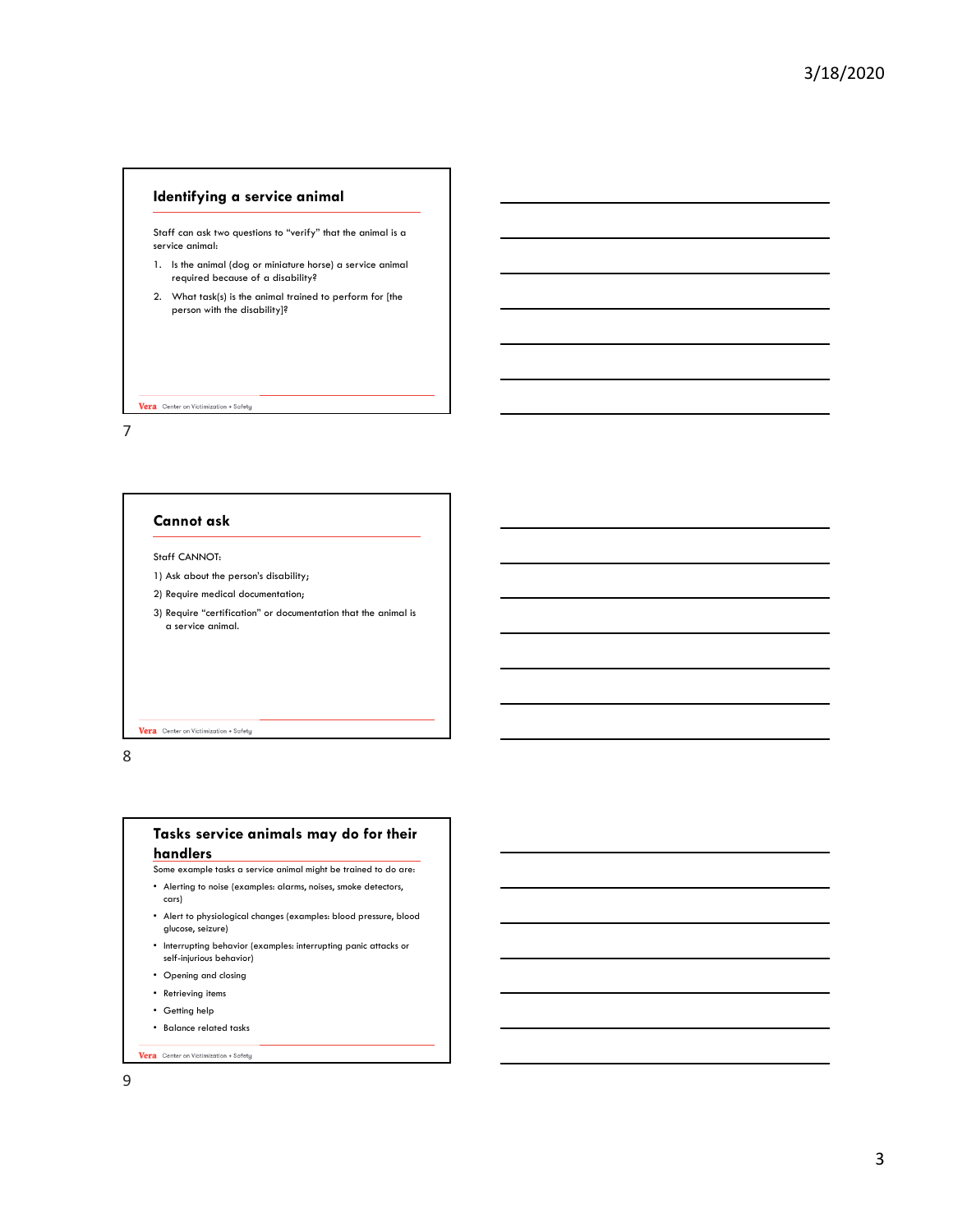## Identifying a service animal

Staff can ask two questions to "verify" that the animal is a service animal:

1. Is the animal (dog or miniature horse) a service animal required because of a disability?
2. What task(s) is the animal trained to perform for [the person with the disability]?

## Cannot ask

Staff CANNOT:

1) Ask about the person's disability;

2) Require medical documentation;

3) Require "certification" or documentation that the animal is a service animal.

## Tasks service animals may do for their handlers

Some example tasks a service animal might be trained to do are:

- Alerting to noise (examples: alarms, noises, smoke detectors, cars)
- Alert to physiological changes (examples: blood pressure, blood glucose, seizure)
- Interrupting behavior (examples: interrupting panic attacks or self-injurious behavior)
- Opening and closing
- Retrieving items
- Getting help
- Balance related tasks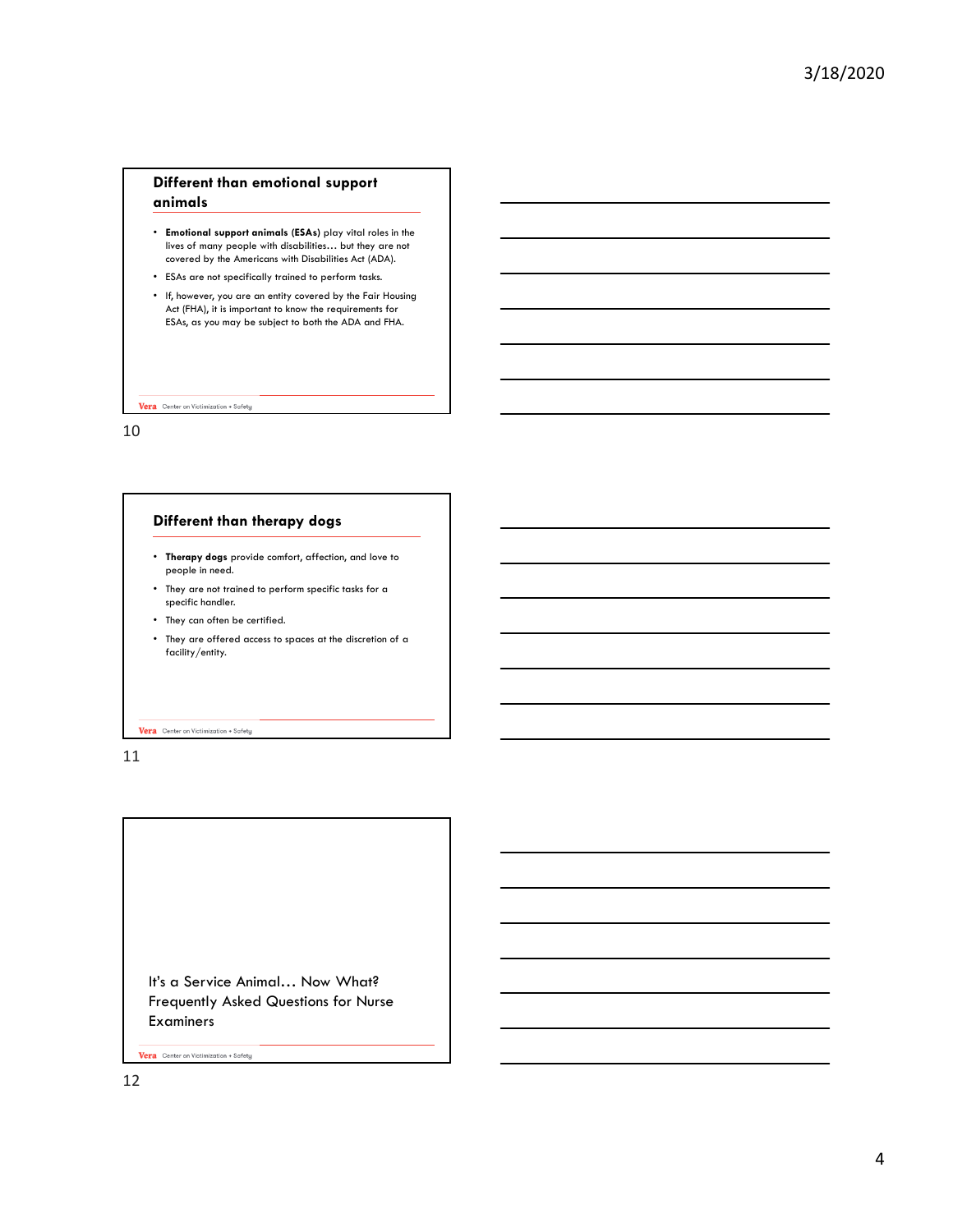## Different than emotional support animals

- **Emotional support animals (ESAs)** play vital roles in the lives of many people with disabilities… but they are not covered by the Americans with Disabilities Act (ADA).
- ESAs are not specifically trained to perform tasks.
- If, however, you are an entity covered by the Fair Housing Act (FHA), it is important to know the requirements for ESAs, as you may be subject to both the ADA and FHA.

## Different than therapy dogs

- **Therapy dogs** provide comfort, affection, and love to people in need.
- They are not trained to perform specific tasks for a specific handler.
- They can often be certified.
- They are offered access to spaces at the discretion of a facility/entity.

## It's a Service Animal… Now What? Frequently Asked Questions for Nurse Examiners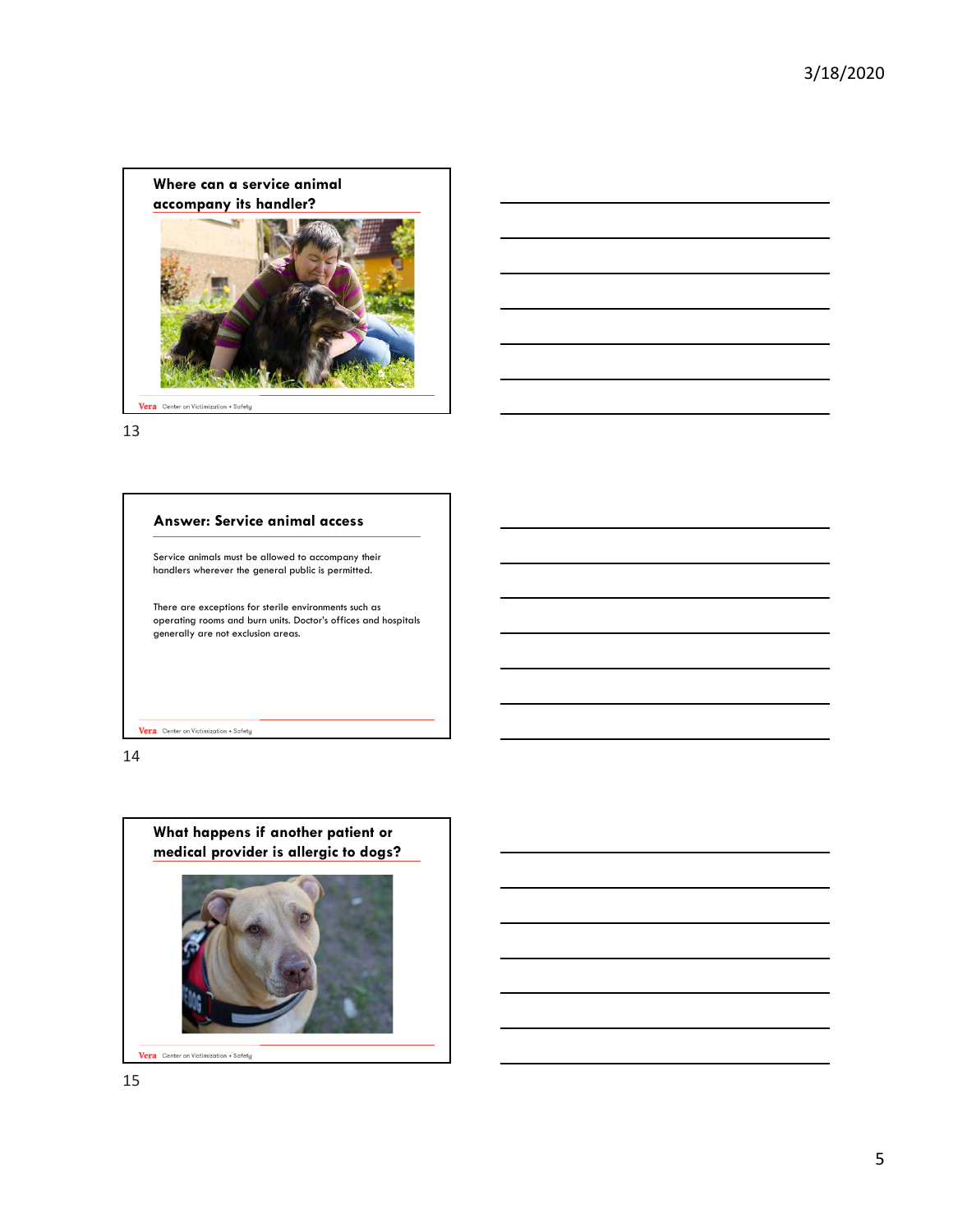## Where can a service animal accompany its handler?

## Answer: Service animal access

Service animals must be allowed to accompany their handlers wherever the general public is permitted.

There are exceptions for sterile environments such as operating rooms and burn units. Doctor's offices and hospitals generally are not exclusion areas.

## What happens if another patient or medical provider is allergic to dogs?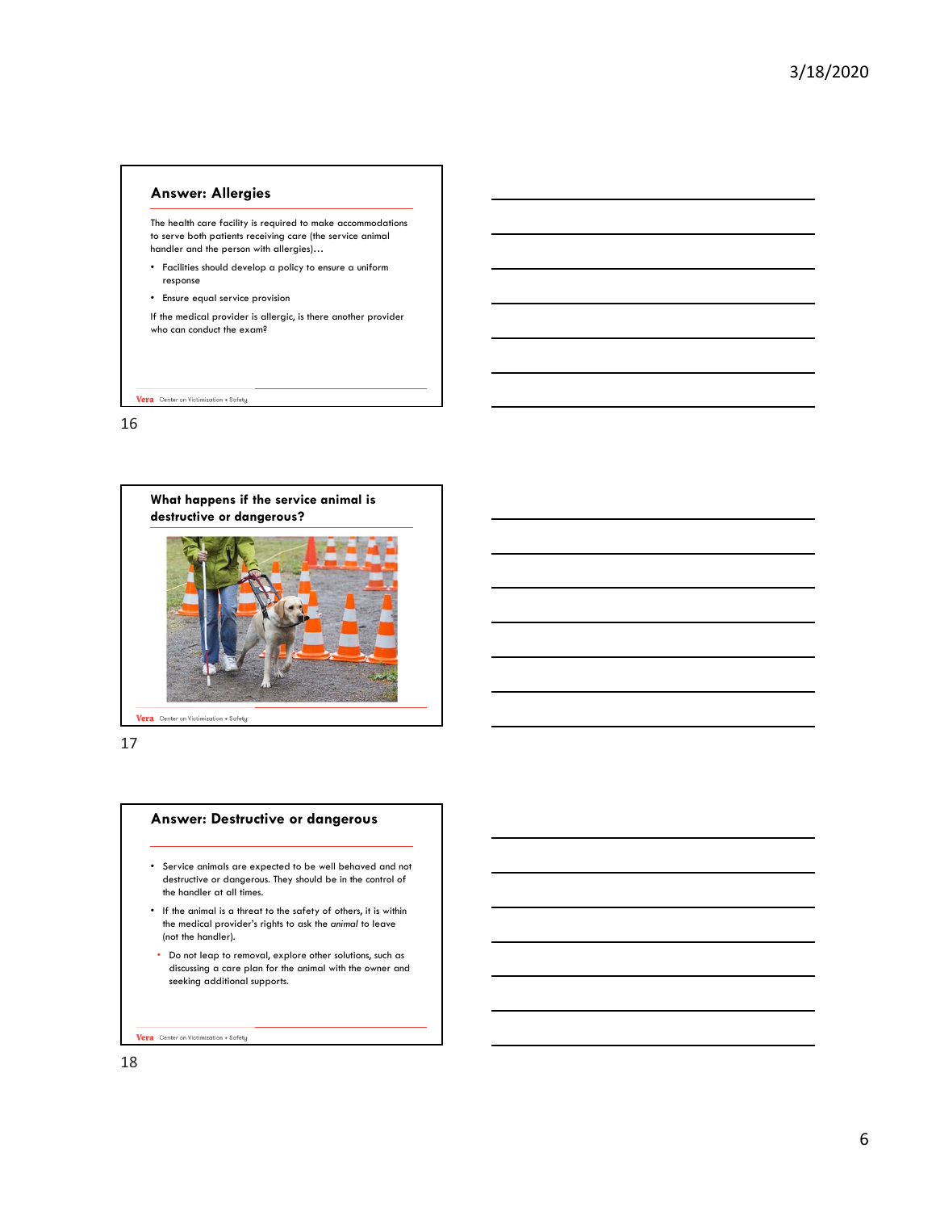## Answer: Allergies

The health care facility is required to make accommodations to serve both patients receiving care (the service animal handler and the person with allergies)…

- Facilities should develop a policy to ensure a uniform response
- Ensure equal service provision

If the medical provider is allergic, is there another provider who can conduct the exam?

Vera Center on Victimization + Safety

16

## What happens if the service animal is destructive or dangerous?

Vera Center on Victimization + Safety

17

## Answer: Destructive or dangerous

- Service animals are expected to be well behaved and not destructive or dangerous. They should be in the control of the handler at all times.
- If the animal is a threat to the safety of others, it is within the medical provider's rights to ask the *animal* to leave (not the handler).
  - Do not leap to removal, explore other solutions, such as discussing a care plan for the animal with the owner and seeking additional supports.

Vera Center on Victimization + Safety

18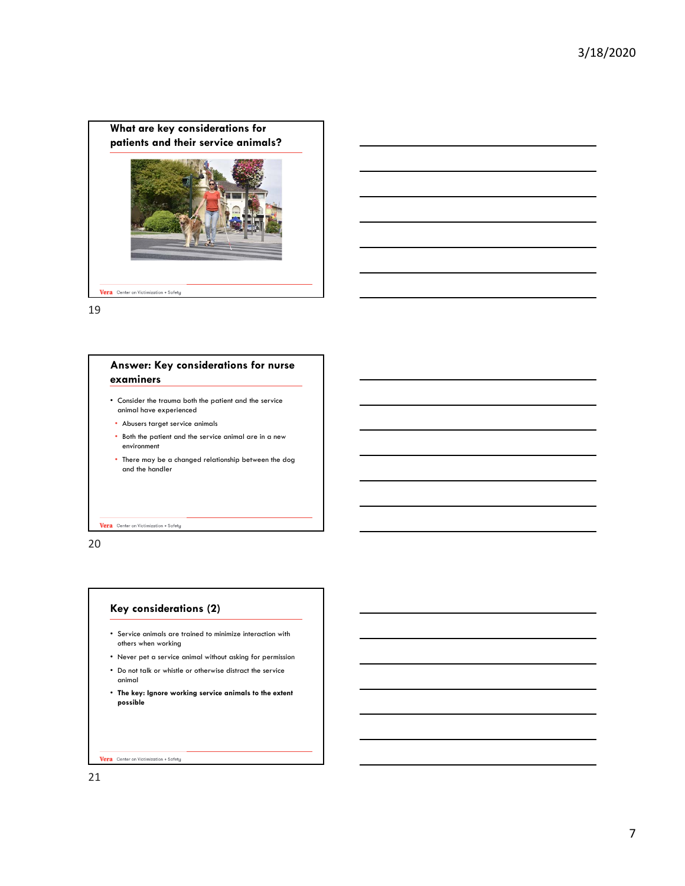## What are key considerations for patients and their service animals?

## Answer: Key considerations for nurse examiners

- Consider the trauma both the patient and the service animal have experienced
  - Abusers target service animals
  - Both the patient and the service animal are in a new environment
  - There may be a changed relationship between the dog and the handler

## Key considerations (2)

- Service animals are trained to minimize interaction with others when working
- Never pet a service animal without asking for permission
- Do not talk or whistle or otherwise distract the service animal
- **The key: Ignore working service animals to the extent possible**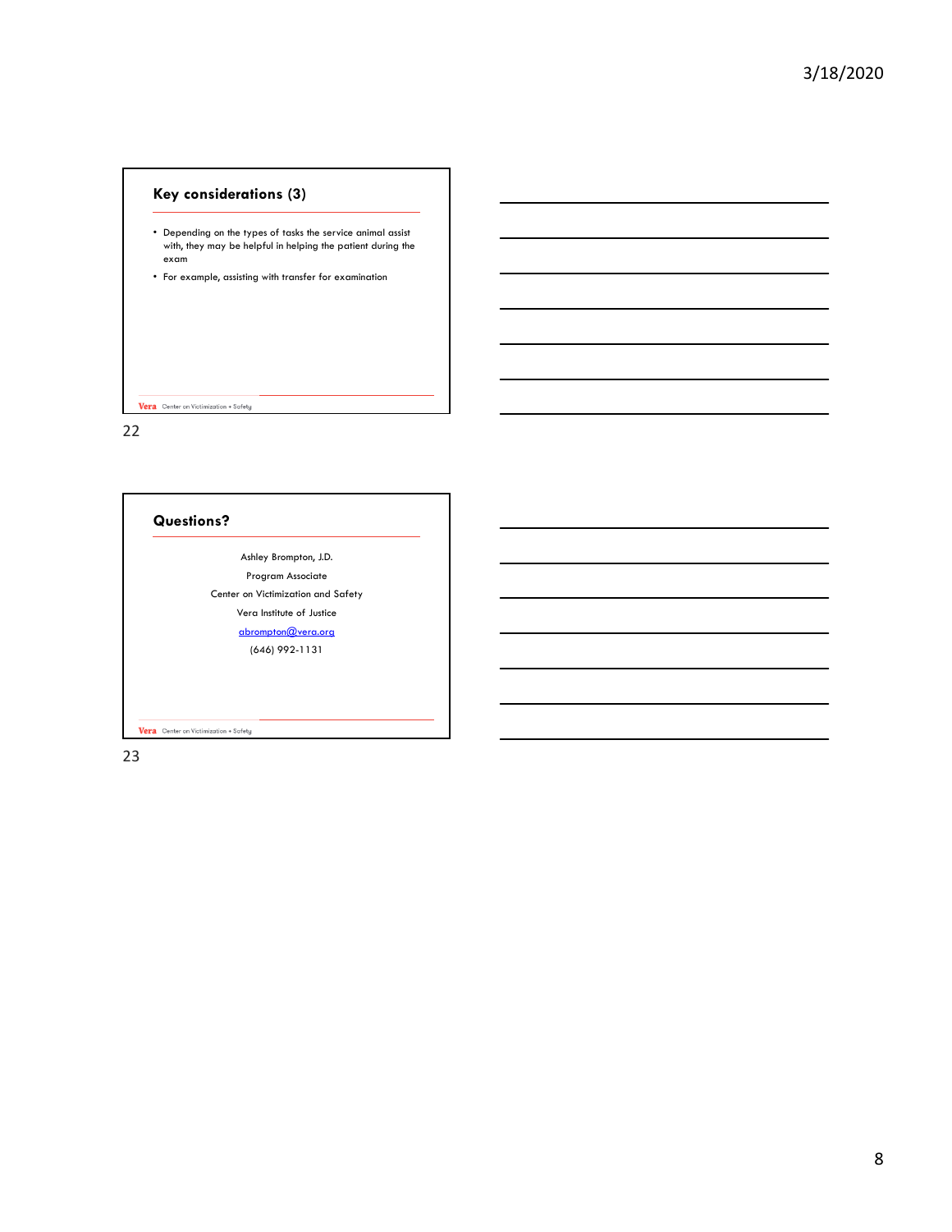## Key considerations (3)

- Depending on the types of tasks the service animal assist with, they may be helpful in helping the patient during the exam
- For example, assisting with transfer for examination

Vera Center on Victimization + Safety

22

## Questions?

Ashley Brompton, J.D.

Program Associate

Center on Victimization and Safety

Vera Institute of Justice

abrompton@vera.org

(646) 992-1131

Vera Center on Victimization + Safety

23